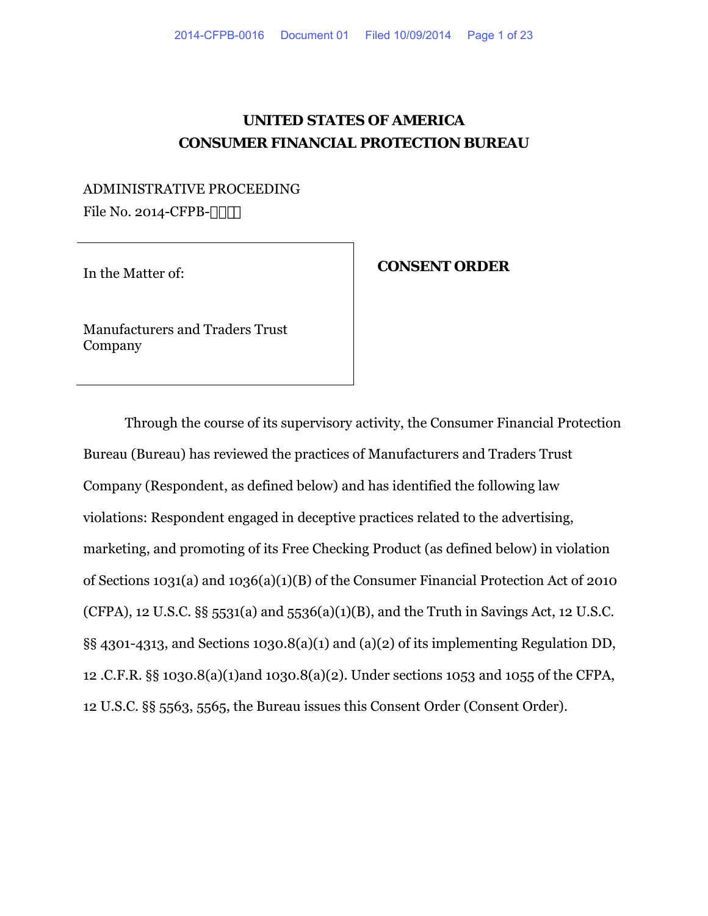# UNITED STATES OF AMERICA
# CONSUMER FINANCIAL PROTECTION BUREAU

ADMINISTRATIVE PROCEEDING
File No. 2014-CFPB-□□□□

| In the Matter of: | **CONSENT ORDER** |
|---|---|
| Manufacturers and Traders Trust Company | |

Through the course of its supervisory activity, the Consumer Financial Protection Bureau (Bureau) has reviewed the practices of Manufacturers and Traders Trust Company (Respondent, as defined below) and has identified the following law violations: Respondent engaged in deceptive practices related to the advertising, marketing, and promoting of its Free Checking Product (as defined below) in violation of Sections 1031(a) and 1036(a)(1)(B) of the Consumer Financial Protection Act of 2010 (CFPA), 12 U.S.C. §§ 5531(a) and 5536(a)(1)(B), and the Truth in Savings Act, 12 U.S.C. §§ 4301-4313, and Sections 1030.8(a)(1) and (a)(2) of its implementing Regulation DD, 12 .C.F.R. §§ 1030.8(a)(1)and 1030.8(a)(2). Under sections 1053 and 1055 of the CFPA, 12 U.S.C. §§ 5563, 5565, the Bureau issues this Consent Order (Consent Order).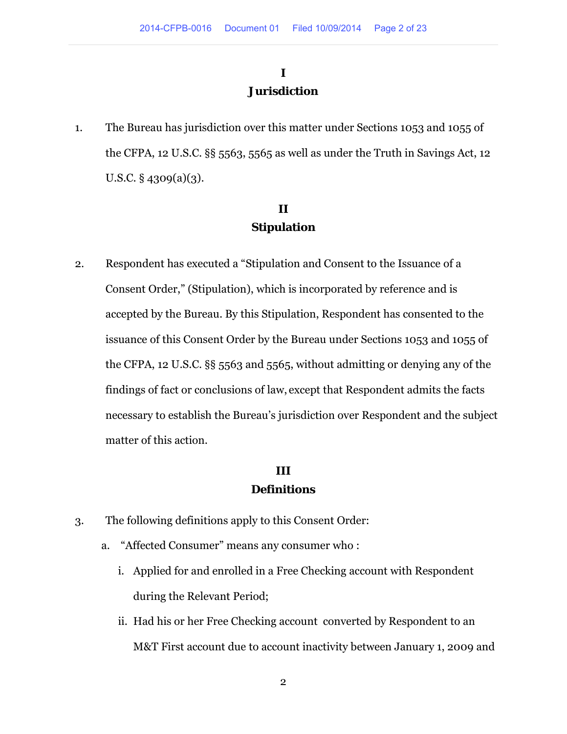# I
# Jurisdiction

1. The Bureau has jurisdiction over this matter under Sections 1053 and 1055 of the CFPA, 12 U.S.C. §§ 5563, 5565 as well as under the Truth in Savings Act, 12 U.S.C. § 4309(a)(3).

# II
# Stipulation

2. Respondent has executed a "Stipulation and Consent to the Issuance of a Consent Order," (Stipulation), which is incorporated by reference and is accepted by the Bureau. By this Stipulation, Respondent has consented to the issuance of this Consent Order by the Bureau under Sections 1053 and 1055 of the CFPA, 12 U.S.C. §§ 5563 and 5565, without admitting or denying any of the findings of fact or conclusions of law, except that Respondent admits the facts necessary to establish the Bureau's jurisdiction over Respondent and the subject matter of this action.

# III
# Definitions

3. The following definitions apply to this Consent Order:

   a. "Affected Consumer" means any consumer who :

      i. Applied for and enrolled in a Free Checking account with Respondent during the Relevant Period;

      ii. Had his or her Free Checking account converted by Respondent to an M&T First account due to account inactivity between January 1, 2009 and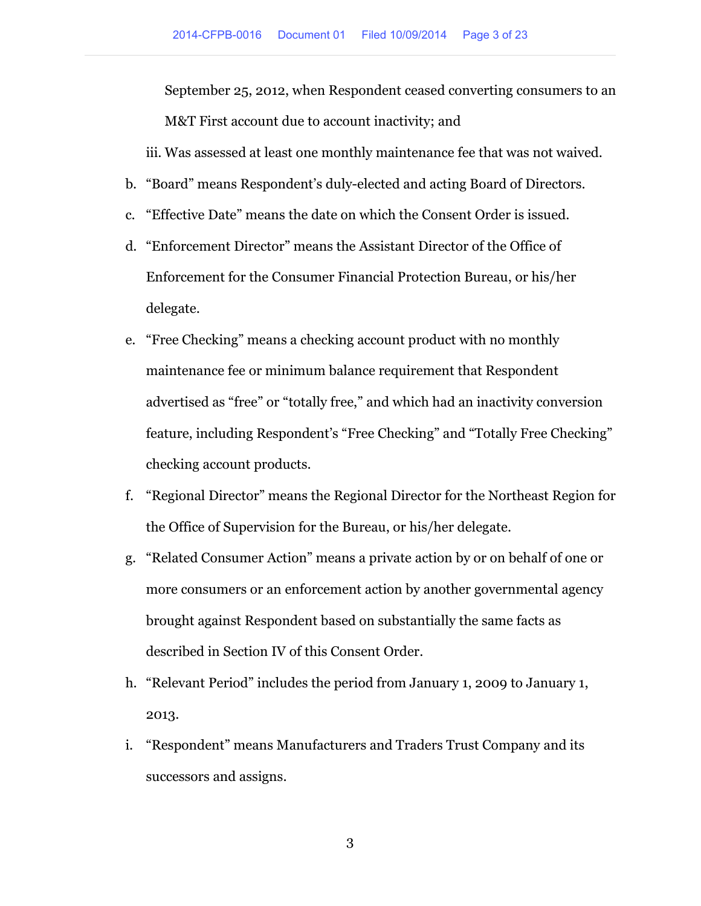September 25, 2012, when Respondent ceased converting consumers to an M&T First account due to account inactivity; and

iii. Was assessed at least one monthly maintenance fee that was not waived.

b. "Board" means Respondent's duly-elected and acting Board of Directors.

c. "Effective Date" means the date on which the Consent Order is issued.

d. "Enforcement Director" means the Assistant Director of the Office of Enforcement for the Consumer Financial Protection Bureau, or his/her delegate.

e. "Free Checking" means a checking account product with no monthly maintenance fee or minimum balance requirement that Respondent advertised as "free" or "totally free," and which had an inactivity conversion feature, including Respondent's "Free Checking" and "Totally Free Checking" checking account products.

f. "Regional Director" means the Regional Director for the Northeast Region for the Office of Supervision for the Bureau, or his/her delegate.

g. "Related Consumer Action" means a private action by or on behalf of one or more consumers or an enforcement action by another governmental agency brought against Respondent based on substantially the same facts as described in Section IV of this Consent Order.

h. "Relevant Period" includes the period from January 1, 2009 to January 1, 2013.

i. "Respondent" means Manufacturers and Traders Trust Company and its successors and assigns.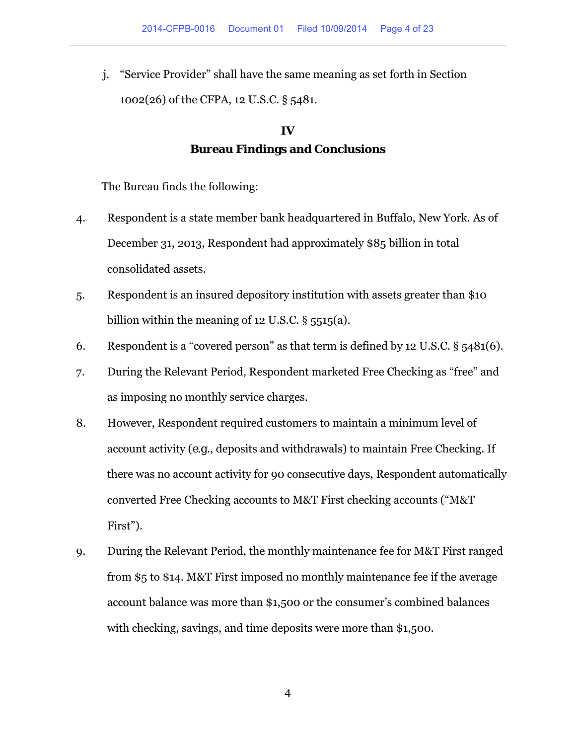j. "Service Provider" shall have the same meaning as set forth in Section 1002(26) of the CFPA, 12 U.S.C. § 5481.

## IV
## Bureau Findings and Conclusions

The Bureau finds the following:

4. Respondent is a state member bank headquartered in Buffalo, New York. As of December 31, 2013, Respondent had approximately $85 billion in total consolidated assets.

5. Respondent is an insured depository institution with assets greater than $10 billion within the meaning of 12 U.S.C. § 5515(a).

6. Respondent is a "covered person" as that term is defined by 12 U.S.C. § 5481(6).

7. During the Relevant Period, Respondent marketed Free Checking as "free" and as imposing no monthly service charges.

8. However, Respondent required customers to maintain a minimum level of account activity (e.g., deposits and withdrawals) to maintain Free Checking. If there was no account activity for 90 consecutive days, Respondent automatically converted Free Checking accounts to M&T First checking accounts ("M&T First").

9. During the Relevant Period, the monthly maintenance fee for M&T First ranged from $5 to $14. M&T First imposed no monthly maintenance fee if the average account balance was more than $1,500 or the consumer's combined balances with checking, savings, and time deposits were more than $1,500.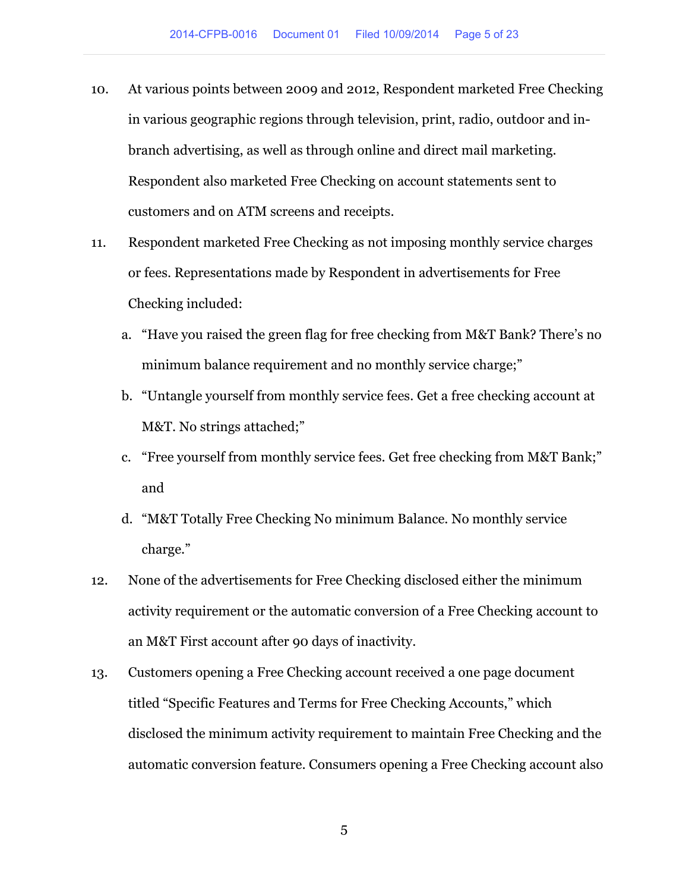10. At various points between 2009 and 2012, Respondent marketed Free Checking in various geographic regions through television, print, radio, outdoor and in-branch advertising, as well as through online and direct mail marketing. Respondent also marketed Free Checking on account statements sent to customers and on ATM screens and receipts.

11. Respondent marketed Free Checking as not imposing monthly service charges or fees. Representations made by Respondent in advertisements for Free Checking included:

    a. "Have you raised the green flag for free checking from M&T Bank? There's no minimum balance requirement and no monthly service charge;"

    b. "Untangle yourself from monthly service fees. Get a free checking account at M&T. No strings attached;"

    c. "Free yourself from monthly service fees. Get free checking from M&T Bank;" and

    d. "M&T Totally Free Checking No minimum Balance. No monthly service charge."

12. None of the advertisements for Free Checking disclosed either the minimum activity requirement or the automatic conversion of a Free Checking account to an M&T First account after 90 days of inactivity.

13. Customers opening a Free Checking account received a one page document titled "Specific Features and Terms for Free Checking Accounts," which disclosed the minimum activity requirement to maintain Free Checking and the automatic conversion feature. Consumers opening a Free Checking account also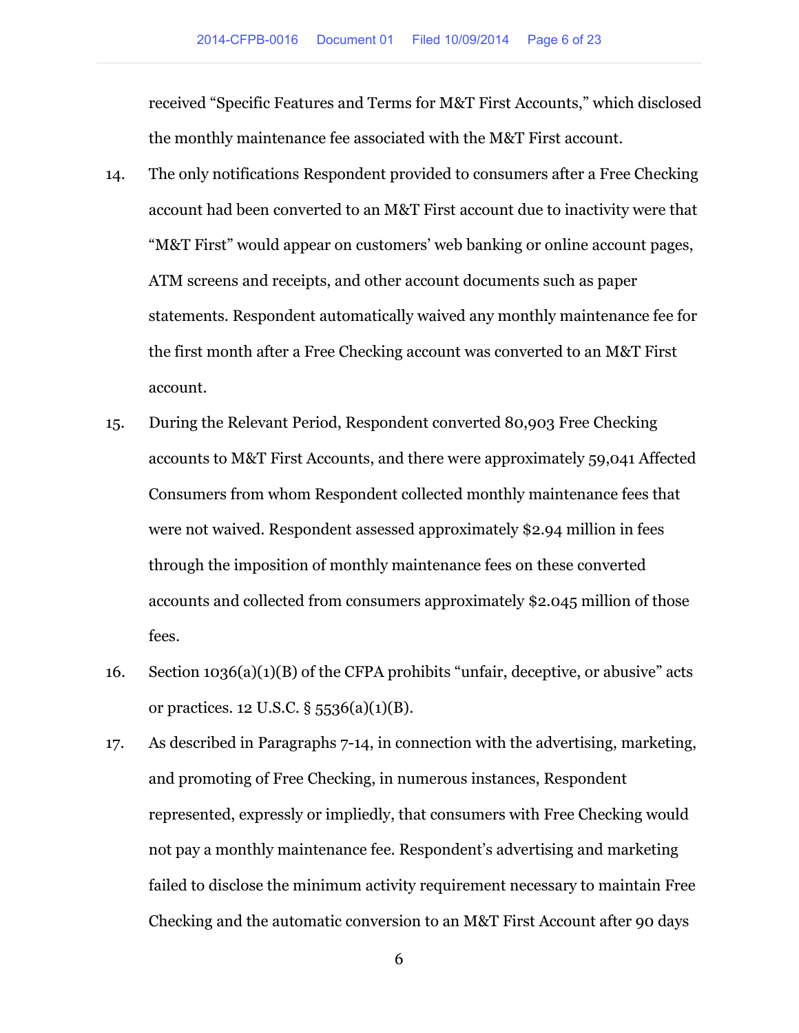received “Specific Features and Terms for M&T First Accounts,” which disclosed the monthly maintenance fee associated with the M&T First account.

14. The only notifications Respondent provided to consumers after a Free Checking account had been converted to an M&T First account due to inactivity were that “M&T First” would appear on customers’ web banking or online account pages, ATM screens and receipts, and other account documents such as paper statements. Respondent automatically waived any monthly maintenance fee for the first month after a Free Checking account was converted to an M&T First account.

15. During the Relevant Period, Respondent converted 80,903 Free Checking accounts to M&T First Accounts, and there were approximately 59,041 Affected Consumers from whom Respondent collected monthly maintenance fees that were not waived. Respondent assessed approximately $2.94 million in fees through the imposition of monthly maintenance fees on these converted accounts and collected from consumers approximately $2.045 million of those fees.

16. Section 1036(a)(1)(B) of the CFPA prohibits “unfair, deceptive, or abusive” acts or practices. 12 U.S.C. § 5536(a)(1)(B).

17. As described in Paragraphs 7-14, in connection with the advertising, marketing, and promoting of Free Checking, in numerous instances, Respondent represented, expressly or impliedly, that consumers with Free Checking would not pay a monthly maintenance fee. Respondent’s advertising and marketing failed to disclose the minimum activity requirement necessary to maintain Free Checking and the automatic conversion to an M&T First Account after 90 days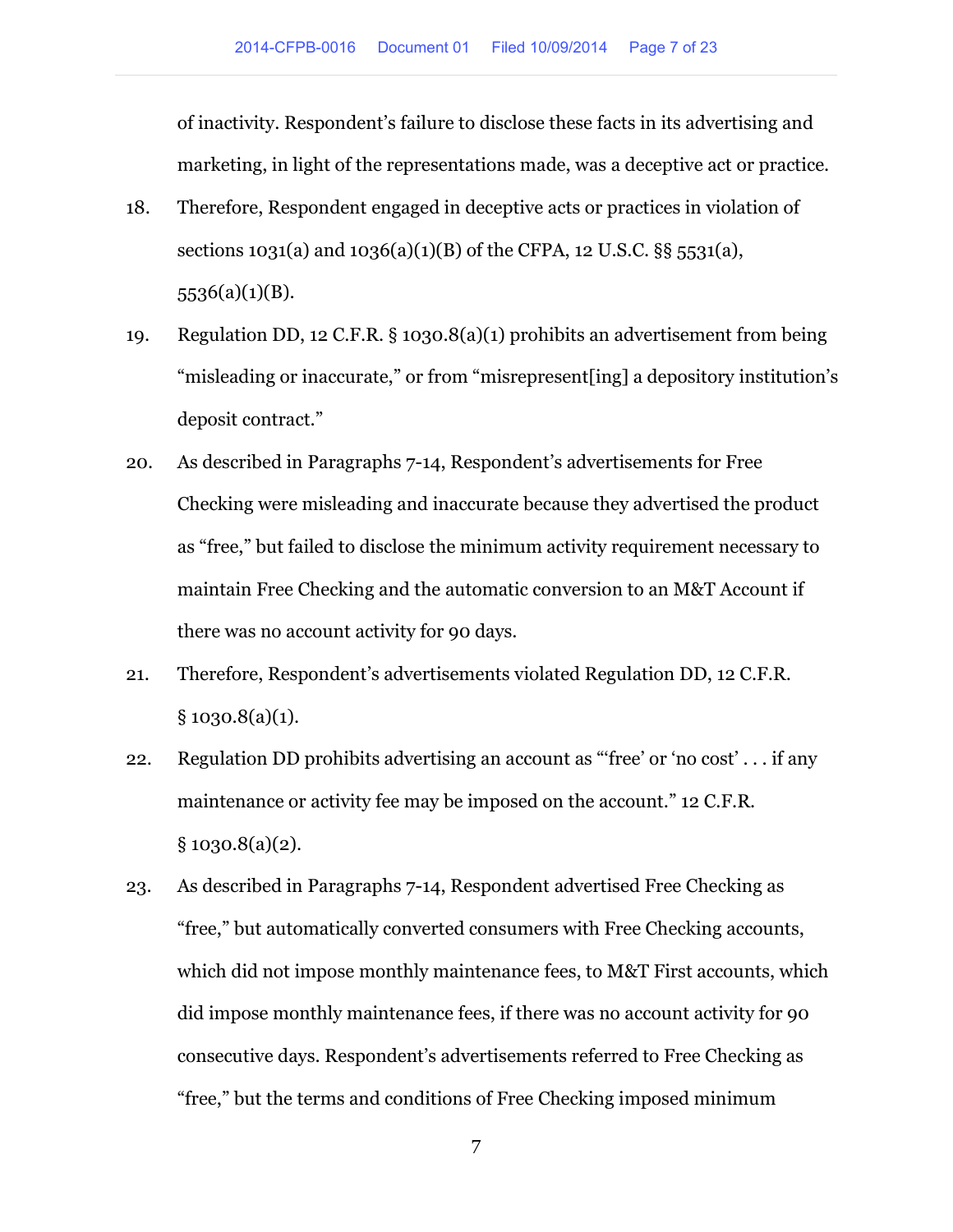of inactivity. Respondent's failure to disclose these facts in its advertising and marketing, in light of the representations made, was a deceptive act or practice.

18. Therefore, Respondent engaged in deceptive acts or practices in violation of sections 1031(a) and 1036(a)(1)(B) of the CFPA, 12 U.S.C. §§ 5531(a), 5536(a)(1)(B).

19. Regulation DD, 12 C.F.R. § 1030.8(a)(1) prohibits an advertisement from being "misleading or inaccurate," or from "misrepresent[ing] a depository institution's deposit contract."

20. As described in Paragraphs 7-14, Respondent's advertisements for Free Checking were misleading and inaccurate because they advertised the product as "free," but failed to disclose the minimum activity requirement necessary to maintain Free Checking and the automatic conversion to an M&T Account if there was no account activity for 90 days.

21. Therefore, Respondent's advertisements violated Regulation DD, 12 C.F.R. § 1030.8(a)(1).

22. Regulation DD prohibits advertising an account as "'free' or 'no cost' . . . if any maintenance or activity fee may be imposed on the account." 12 C.F.R. § 1030.8(a)(2).

23. As described in Paragraphs 7-14, Respondent advertised Free Checking as "free," but automatically converted consumers with Free Checking accounts, which did not impose monthly maintenance fees, to M&T First accounts, which did impose monthly maintenance fees, if there was no account activity for 90 consecutive days. Respondent's advertisements referred to Free Checking as "free," but the terms and conditions of Free Checking imposed minimum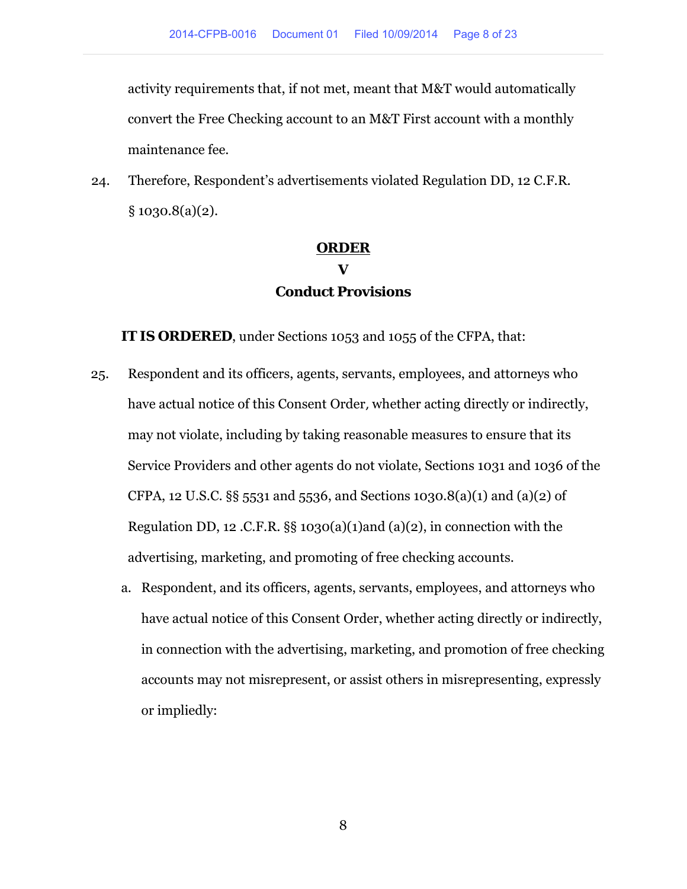activity requirements that, if not met, meant that M&T would automatically convert the Free Checking account to an M&T First account with a monthly maintenance fee.

24. Therefore, Respondent's advertisements violated Regulation DD, 12 C.F.R. § 1030.8(a)(2).

## ORDER

## V

## Conduct Provisions

**IT IS ORDERED**, under Sections 1053 and 1055 of the CFPA, that:

25. Respondent and its officers, agents, servants, employees, and attorneys who have actual notice of this Consent Order, whether acting directly or indirectly, may not violate, including by taking reasonable measures to ensure that its Service Providers and other agents do not violate, Sections 1031 and 1036 of the CFPA, 12 U.S.C. §§ 5531 and 5536, and Sections 1030.8(a)(1) and (a)(2) of Regulation DD, 12 .C.F.R. §§ 1030(a)(1)and (a)(2), in connection with the advertising, marketing, and promoting of free checking accounts.

   a. Respondent, and its officers, agents, servants, employees, and attorneys who have actual notice of this Consent Order, whether acting directly or indirectly, in connection with the advertising, marketing, and promotion of free checking accounts may not misrepresent, or assist others in misrepresenting, expressly or impliedly: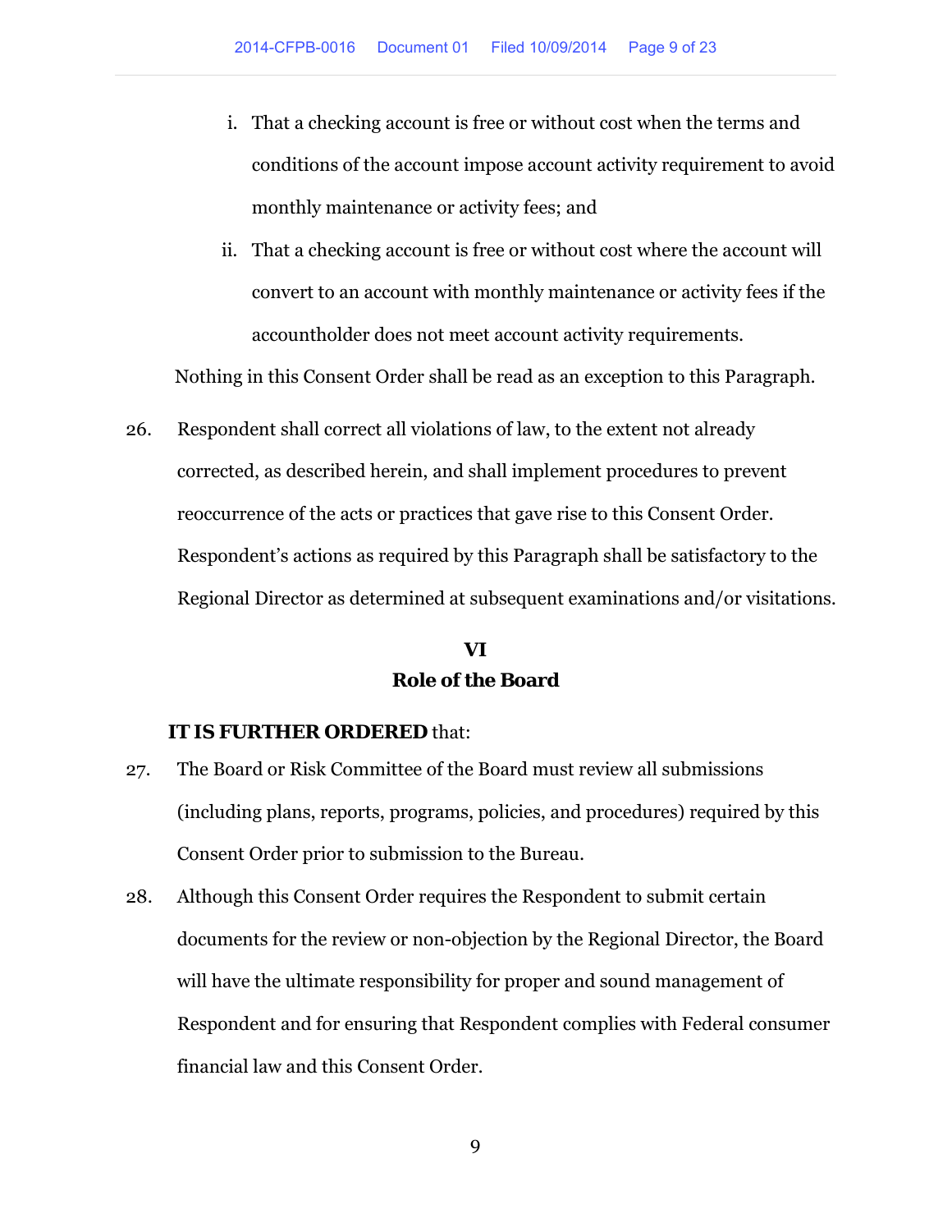i. That a checking account is free or without cost when the terms and conditions of the account impose account activity requirement to avoid monthly maintenance or activity fees; and

ii. That a checking account is free or without cost where the account will convert to an account with monthly maintenance or activity fees if the accountholder does not meet account activity requirements.

Nothing in this Consent Order shall be read as an exception to this Paragraph.

26. Respondent shall correct all violations of law, to the extent not already corrected, as described herein, and shall implement procedures to prevent reoccurrence of the acts or practices that gave rise to this Consent Order. Respondent's actions as required by this Paragraph shall be satisfactory to the Regional Director as determined at subsequent examinations and/or visitations.

## VI
## Role of the Board

**IT IS FURTHER ORDERED** that:

27. The Board or Risk Committee of the Board must review all submissions (including plans, reports, programs, policies, and procedures) required by this Consent Order prior to submission to the Bureau.

28. Although this Consent Order requires the Respondent to submit certain documents for the review or non-objection by the Regional Director, the Board will have the ultimate responsibility for proper and sound management of Respondent and for ensuring that Respondent complies with Federal consumer financial law and this Consent Order.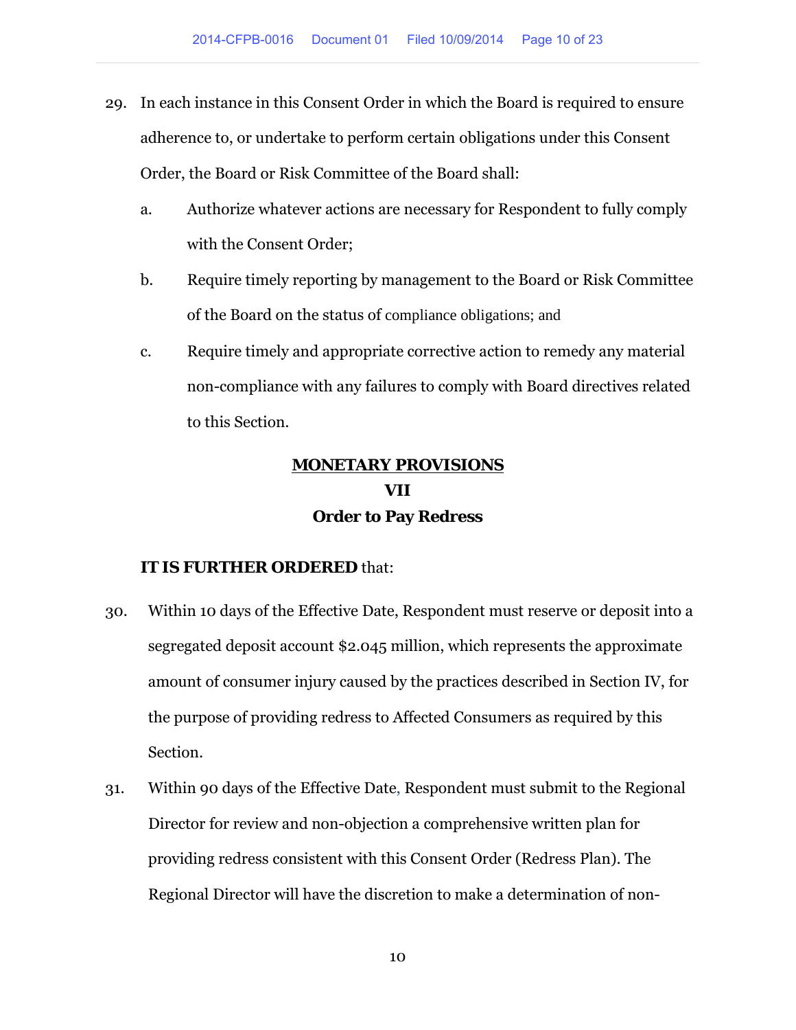29. In each instance in this Consent Order in which the Board is required to ensure adherence to, or undertake to perform certain obligations under this Consent Order, the Board or Risk Committee of the Board shall:

    a. Authorize whatever actions are necessary for Respondent to fully comply with the Consent Order;

    b. Require timely reporting by management to the Board or Risk Committee of the Board on the status of compliance obligations; and

    c. Require timely and appropriate corrective action to remedy any material non-compliance with any failures to comply with Board directives related to this Section.

## MONETARY PROVISIONS

## VII

## Order to Pay Redress

**IT IS FURTHER ORDERED** that:

30. Within 10 days of the Effective Date, Respondent must reserve or deposit into a segregated deposit account $2.045 million, which represents the approximate amount of consumer injury caused by the practices described in Section IV, for the purpose of providing redress to Affected Consumers as required by this Section.

31. Within 90 days of the Effective Date, Respondent must submit to the Regional Director for review and non-objection a comprehensive written plan for providing redress consistent with this Consent Order (Redress Plan). The Regional Director will have the discretion to make a determination of non-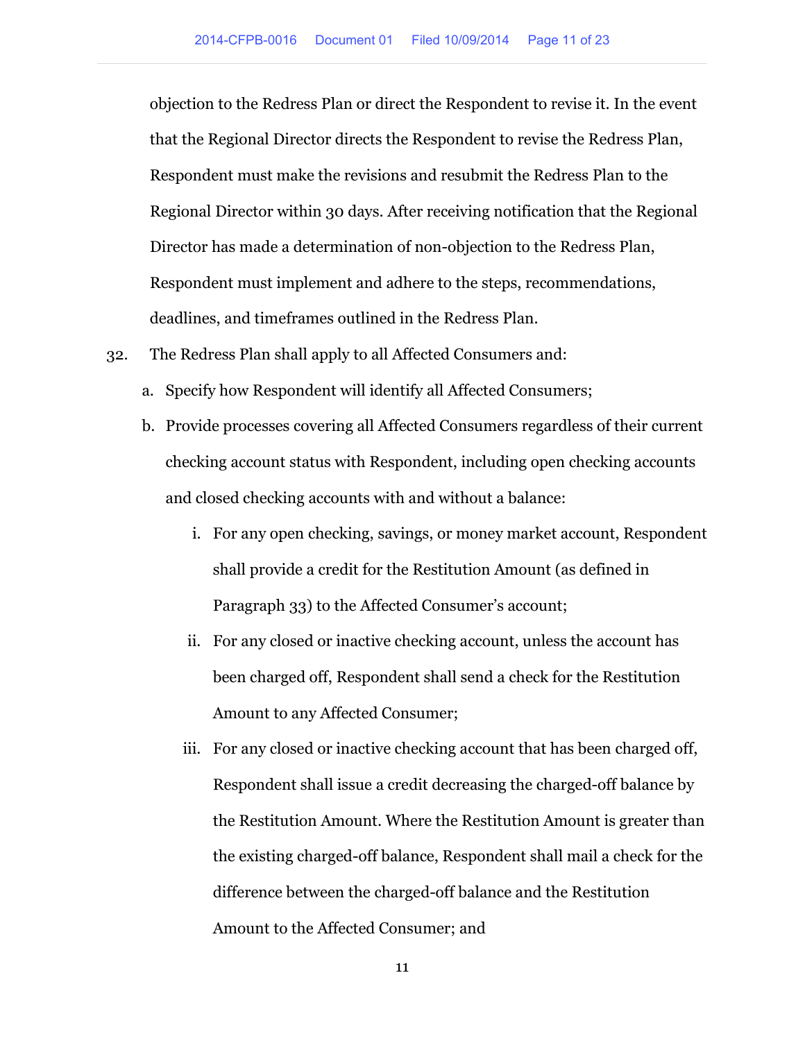objection to the Redress Plan or direct the Respondent to revise it. In the event that the Regional Director directs the Respondent to revise the Redress Plan, Respondent must make the revisions and resubmit the Redress Plan to the Regional Director within 30 days. After receiving notification that the Regional Director has made a determination of non-objection to the Redress Plan, Respondent must implement and adhere to the steps, recommendations, deadlines, and timeframes outlined in the Redress Plan.

32. The Redress Plan shall apply to all Affected Consumers and:

    a. Specify how Respondent will identify all Affected Consumers;

    b. Provide processes covering all Affected Consumers regardless of their current checking account status with Respondent, including open checking accounts and closed checking accounts with and without a balance:

        i. For any open checking, savings, or money market account, Respondent shall provide a credit for the Restitution Amount (as defined in Paragraph 33) to the Affected Consumer's account;

        ii. For any closed or inactive checking account, unless the account has been charged off, Respondent shall send a check for the Restitution Amount to any Affected Consumer;

        iii. For any closed or inactive checking account that has been charged off, Respondent shall issue a credit decreasing the charged-off balance by the Restitution Amount. Where the Restitution Amount is greater than the existing charged-off balance, Respondent shall mail a check for the difference between the charged-off balance and the Restitution Amount to the Affected Consumer; and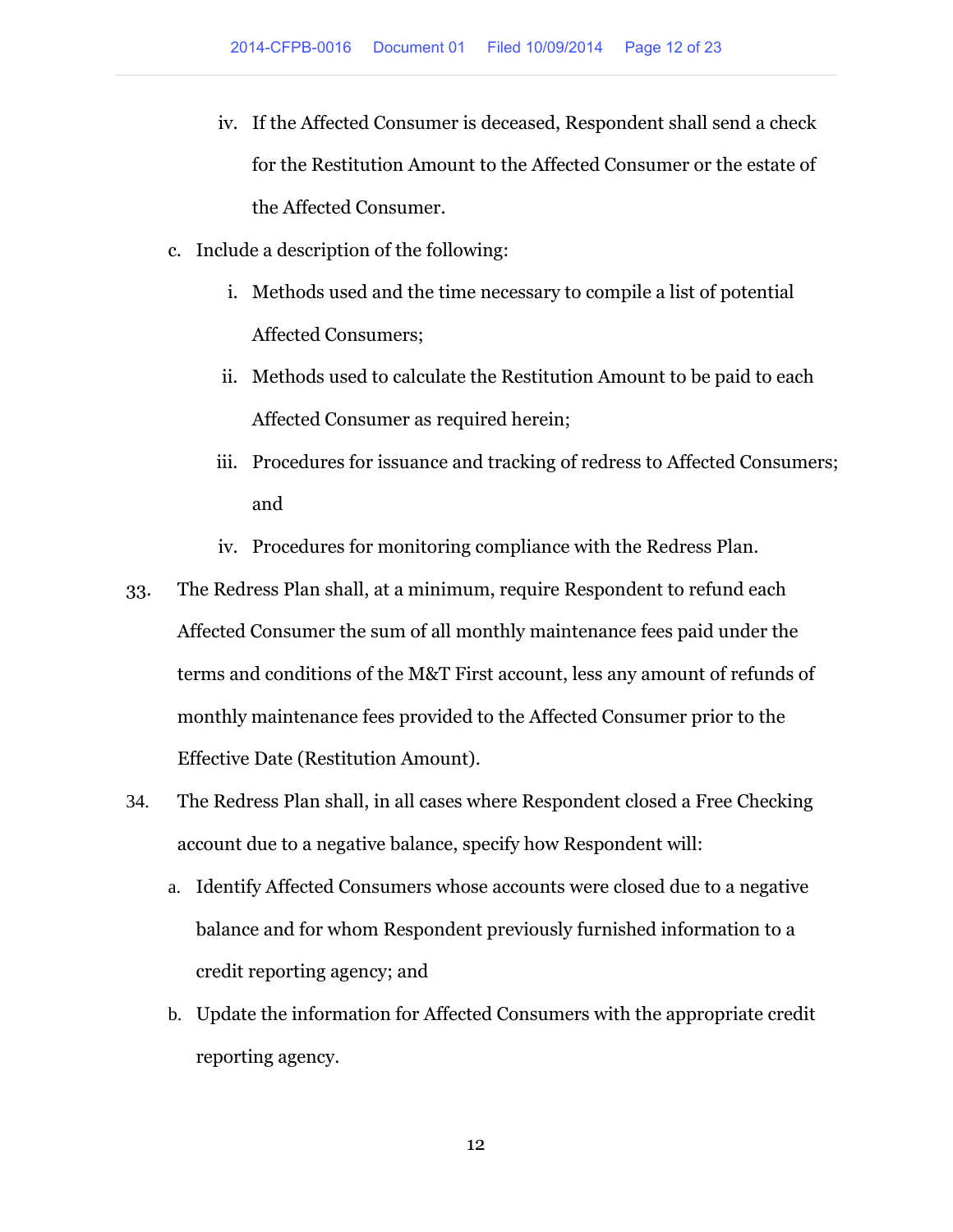iv. If the Affected Consumer is deceased, Respondent shall send a check for the Restitution Amount to the Affected Consumer or the estate of the Affected Consumer.

c. Include a description of the following:

   i. Methods used and the time necessary to compile a list of potential Affected Consumers;

   ii. Methods used to calculate the Restitution Amount to be paid to each Affected Consumer as required herein;

   iii. Procedures for issuance and tracking of redress to Affected Consumers; and

   iv. Procedures for monitoring compliance with the Redress Plan.

33. The Redress Plan shall, at a minimum, require Respondent to refund each Affected Consumer the sum of all monthly maintenance fees paid under the terms and conditions of the M&T First account, less any amount of refunds of monthly maintenance fees provided to the Affected Consumer prior to the Effective Date (Restitution Amount).

34. The Redress Plan shall, in all cases where Respondent closed a Free Checking account due to a negative balance, specify how Respondent will:

   a. Identify Affected Consumers whose accounts were closed due to a negative balance and for whom Respondent previously furnished information to a credit reporting agency; and

   b. Update the information for Affected Consumers with the appropriate credit reporting agency.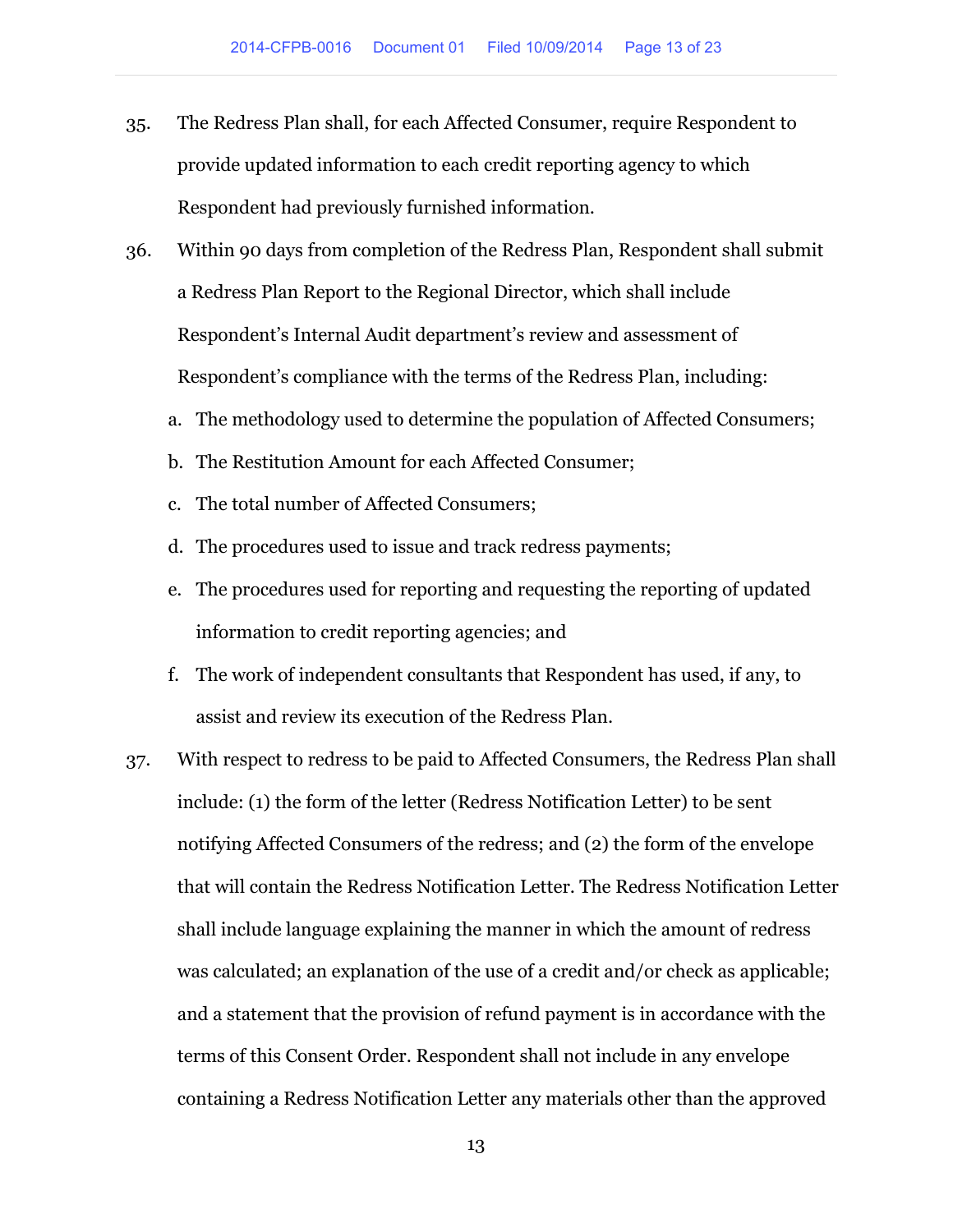35. The Redress Plan shall, for each Affected Consumer, require Respondent to provide updated information to each credit reporting agency to which Respondent had previously furnished information.

36. Within 90 days from completion of the Redress Plan, Respondent shall submit a Redress Plan Report to the Regional Director, which shall include Respondent's Internal Audit department's review and assessment of Respondent's compliance with the terms of the Redress Plan, including:

    a. The methodology used to determine the population of Affected Consumers;

    b. The Restitution Amount for each Affected Consumer;

    c. The total number of Affected Consumers;

    d. The procedures used to issue and track redress payments;

    e. The procedures used for reporting and requesting the reporting of updated information to credit reporting agencies; and

    f. The work of independent consultants that Respondent has used, if any, to assist and review its execution of the Redress Plan.

37. With respect to redress to be paid to Affected Consumers, the Redress Plan shall include: (1) the form of the letter (Redress Notification Letter) to be sent notifying Affected Consumers of the redress; and (2) the form of the envelope that will contain the Redress Notification Letter. The Redress Notification Letter shall include language explaining the manner in which the amount of redress was calculated; an explanation of the use of a credit and/or check as applicable; and a statement that the provision of refund payment is in accordance with the terms of this Consent Order. Respondent shall not include in any envelope containing a Redress Notification Letter any materials other than the approved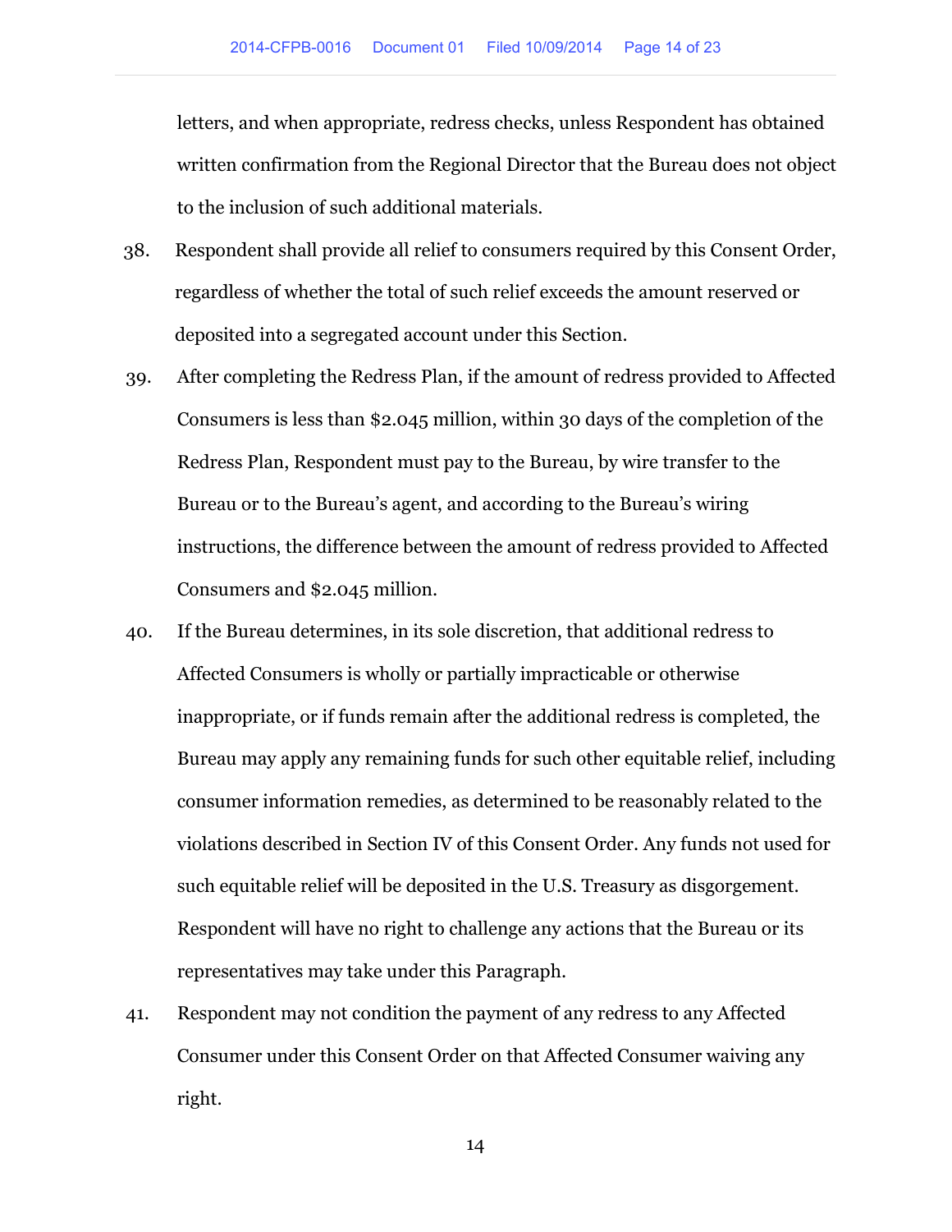letters, and when appropriate, redress checks, unless Respondent has obtained written confirmation from the Regional Director that the Bureau does not object to the inclusion of such additional materials.

38. Respondent shall provide all relief to consumers required by this Consent Order, regardless of whether the total of such relief exceeds the amount reserved or deposited into a segregated account under this Section.

39. After completing the Redress Plan, if the amount of redress provided to Affected Consumers is less than $2.045 million, within 30 days of the completion of the Redress Plan, Respondent must pay to the Bureau, by wire transfer to the Bureau or to the Bureau's agent, and according to the Bureau's wiring instructions, the difference between the amount of redress provided to Affected Consumers and $2.045 million.

40. If the Bureau determines, in its sole discretion, that additional redress to Affected Consumers is wholly or partially impracticable or otherwise inappropriate, or if funds remain after the additional redress is completed, the Bureau may apply any remaining funds for such other equitable relief, including consumer information remedies, as determined to be reasonably related to the violations described in Section IV of this Consent Order. Any funds not used for such equitable relief will be deposited in the U.S. Treasury as disgorgement. Respondent will have no right to challenge any actions that the Bureau or its representatives may take under this Paragraph.

41. Respondent may not condition the payment of any redress to any Affected Consumer under this Consent Order on that Affected Consumer waiving any right.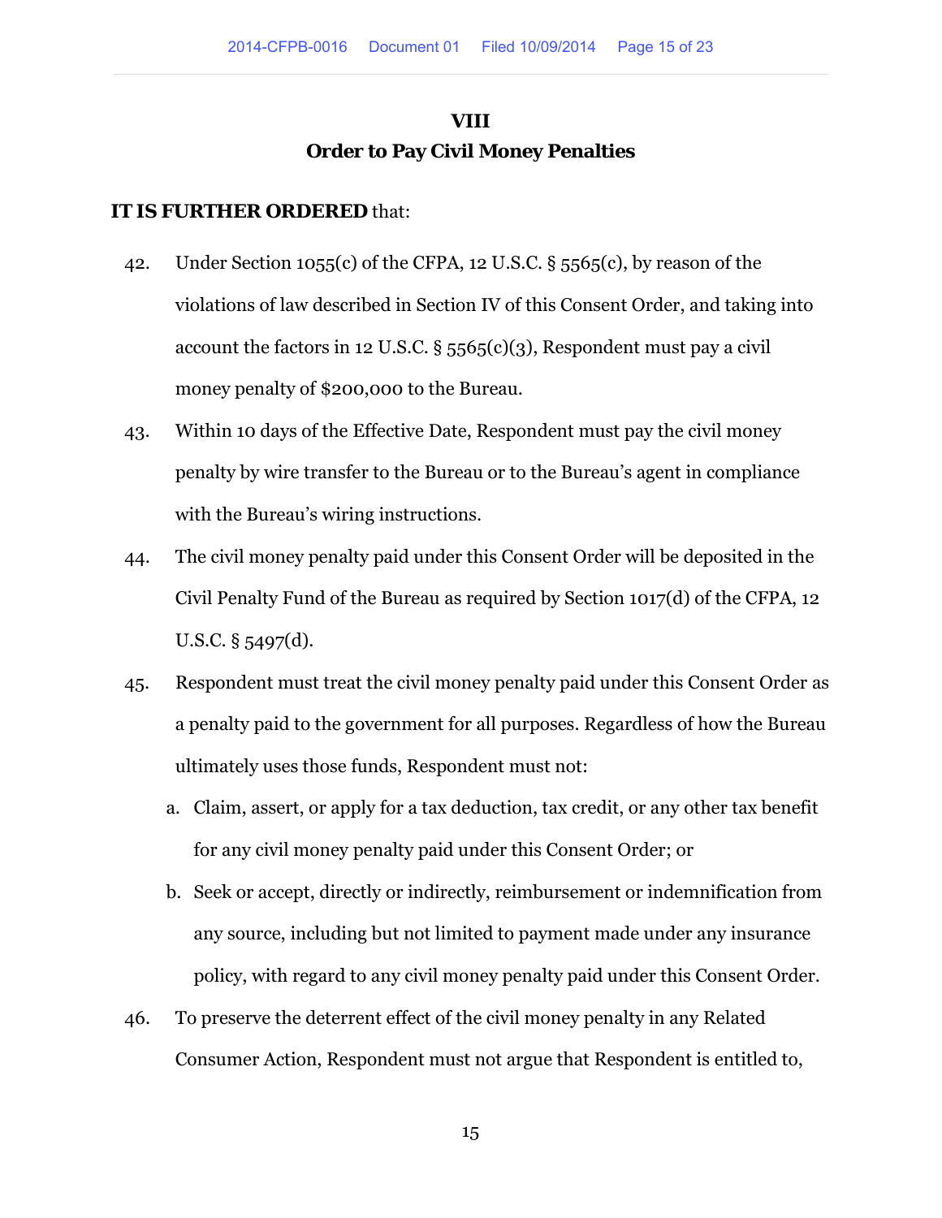## VIII
## Order to Pay Civil Money Penalties

**IT IS FURTHER ORDERED** that:

42. Under Section 1055(c) of the CFPA, 12 U.S.C. § 5565(c), by reason of the violations of law described in Section IV of this Consent Order, and taking into account the factors in 12 U.S.C. § 5565(c)(3), Respondent must pay a civil money penalty of $200,000 to the Bureau.

43. Within 10 days of the Effective Date, Respondent must pay the civil money penalty by wire transfer to the Bureau or to the Bureau's agent in compliance with the Bureau's wiring instructions.

44. The civil money penalty paid under this Consent Order will be deposited in the Civil Penalty Fund of the Bureau as required by Section 1017(d) of the CFPA, 12 U.S.C. § 5497(d).

45. Respondent must treat the civil money penalty paid under this Consent Order as a penalty paid to the government for all purposes. Regardless of how the Bureau ultimately uses those funds, Respondent must not:

    a. Claim, assert, or apply for a tax deduction, tax credit, or any other tax benefit for any civil money penalty paid under this Consent Order; or

    b. Seek or accept, directly or indirectly, reimbursement or indemnification from any source, including but not limited to payment made under any insurance policy, with regard to any civil money penalty paid under this Consent Order.

46. To preserve the deterrent effect of the civil money penalty in any Related Consumer Action, Respondent must not argue that Respondent is entitled to,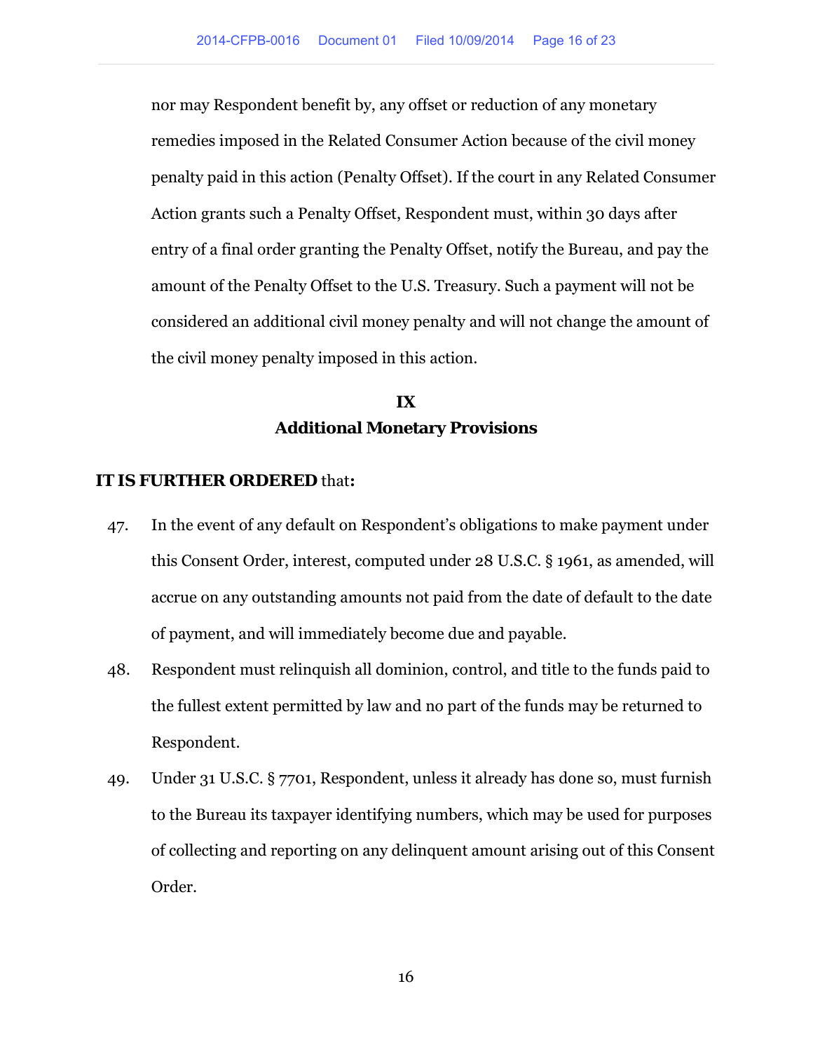nor may Respondent benefit by, any offset or reduction of any monetary remedies imposed in the Related Consumer Action because of the civil money penalty paid in this action (Penalty Offset). If the court in any Related Consumer Action grants such a Penalty Offset, Respondent must, within 30 days after entry of a final order granting the Penalty Offset, notify the Bureau, and pay the amount of the Penalty Offset to the U.S. Treasury. Such a payment will not be considered an additional civil money penalty and will not change the amount of the civil money penalty imposed in this action.

## IX
## Additional Monetary Provisions

**IT IS FURTHER ORDERED** that**:**

47. In the event of any default on Respondent's obligations to make payment under this Consent Order, interest, computed under 28 U.S.C. § 1961, as amended, will accrue on any outstanding amounts not paid from the date of default to the date of payment, and will immediately become due and payable.

48. Respondent must relinquish all dominion, control, and title to the funds paid to the fullest extent permitted by law and no part of the funds may be returned to Respondent.

49. Under 31 U.S.C. § 7701, Respondent, unless it already has done so, must furnish to the Bureau its taxpayer identifying numbers, which may be used for purposes of collecting and reporting on any delinquent amount arising out of this Consent Order.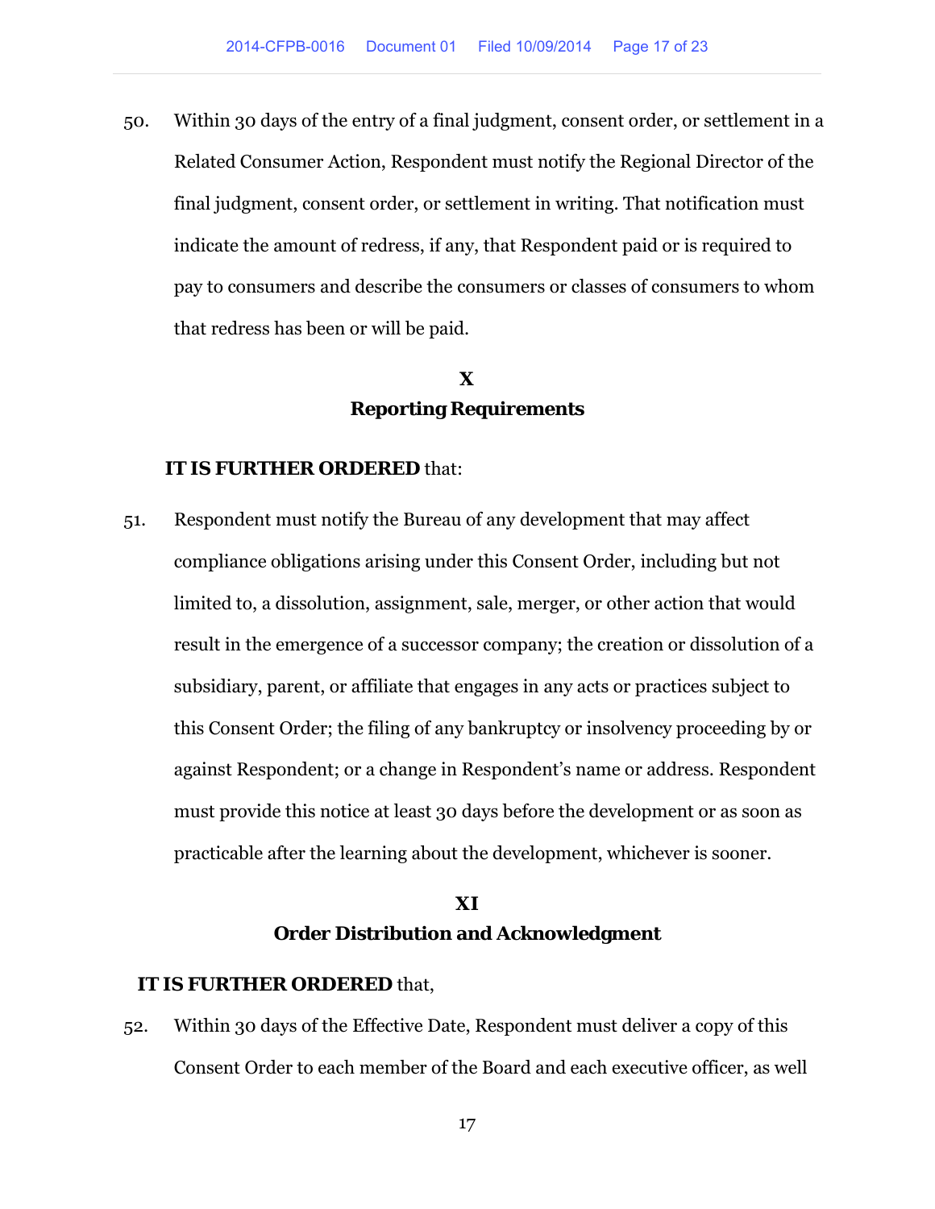50. Within 30 days of the entry of a final judgment, consent order, or settlement in a Related Consumer Action, Respondent must notify the Regional Director of the final judgment, consent order, or settlement in writing. That notification must indicate the amount of redress, if any, that Respondent paid or is required to pay to consumers and describe the consumers or classes of consumers to whom that redress has been or will be paid.

## X
## Reporting Requirements

**IT IS FURTHER ORDERED** that:

51. Respondent must notify the Bureau of any development that may affect compliance obligations arising under this Consent Order, including but not limited to, a dissolution, assignment, sale, merger, or other action that would result in the emergence of a successor company; the creation or dissolution of a subsidiary, parent, or affiliate that engages in any acts or practices subject to this Consent Order; the filing of any bankruptcy or insolvency proceeding by or against Respondent; or a change in Respondent's name or address. Respondent must provide this notice at least 30 days before the development or as soon as practicable after the learning about the development, whichever is sooner.

## XI
## Order Distribution and Acknowledgment

**IT IS FURTHER ORDERED** that,

52. Within 30 days of the Effective Date, Respondent must deliver a copy of this Consent Order to each member of the Board and each executive officer, as well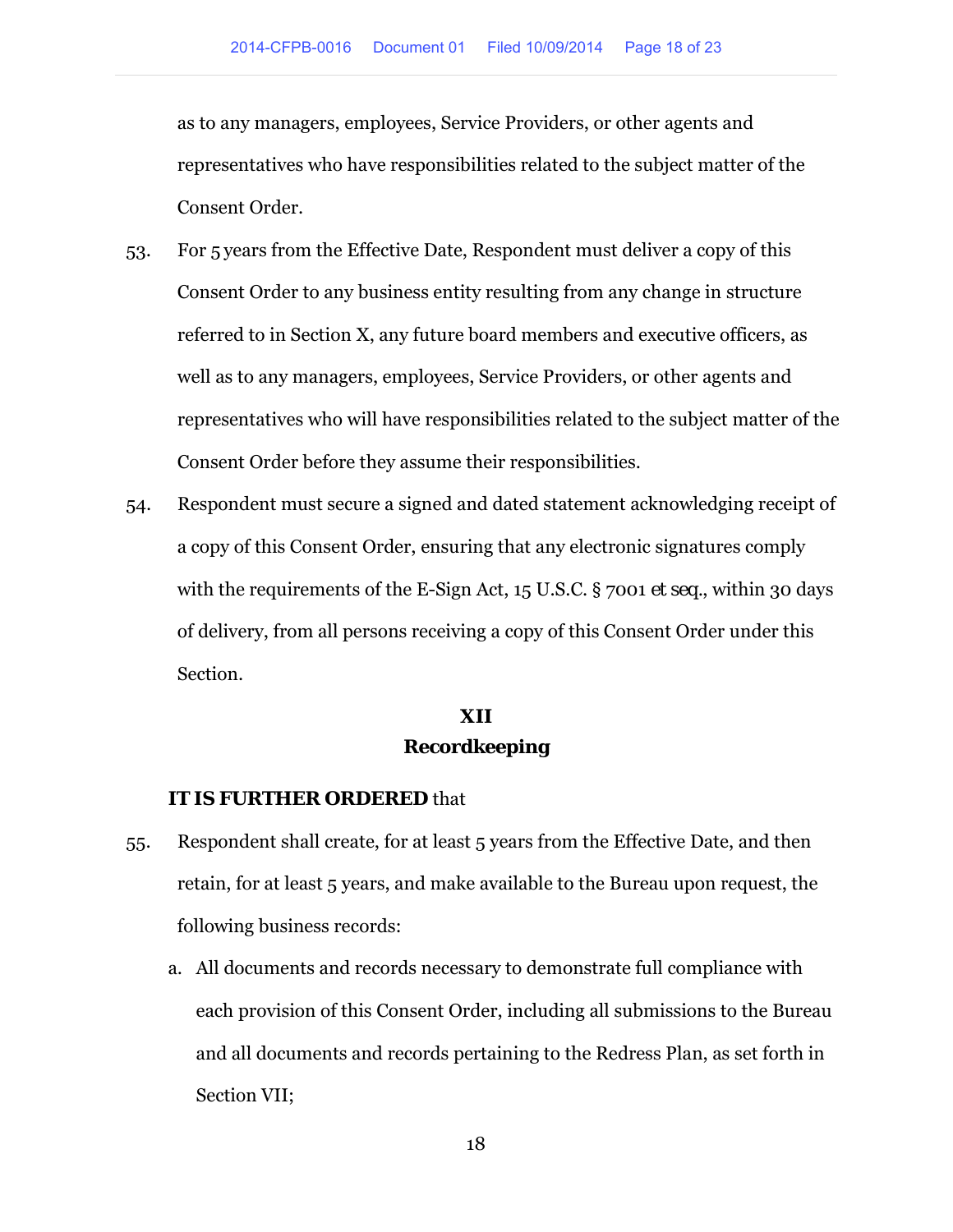as to any managers, employees, Service Providers, or other agents and representatives who have responsibilities related to the subject matter of the Consent Order.

53. For 5 years from the Effective Date, Respondent must deliver a copy of this Consent Order to any business entity resulting from any change in structure referred to in Section X, any future board members and executive officers, as well as to any managers, employees, Service Providers, or other agents and representatives who will have responsibilities related to the subject matter of the Consent Order before they assume their responsibilities.

54. Respondent must secure a signed and dated statement acknowledging receipt of a copy of this Consent Order, ensuring that any electronic signatures comply with the requirements of the E-Sign Act, 15 U.S.C. § 7001 *et seq.*, within 30 days of delivery, from all persons receiving a copy of this Consent Order under this Section.

## XII
## Recordkeeping

**IT IS FURTHER ORDERED** that

55. Respondent shall create, for at least 5 years from the Effective Date, and then retain, for at least 5 years, and make available to the Bureau upon request, the following business records:

    a. All documents and records necessary to demonstrate full compliance with each provision of this Consent Order, including all submissions to the Bureau and all documents and records pertaining to the Redress Plan, as set forth in Section VII;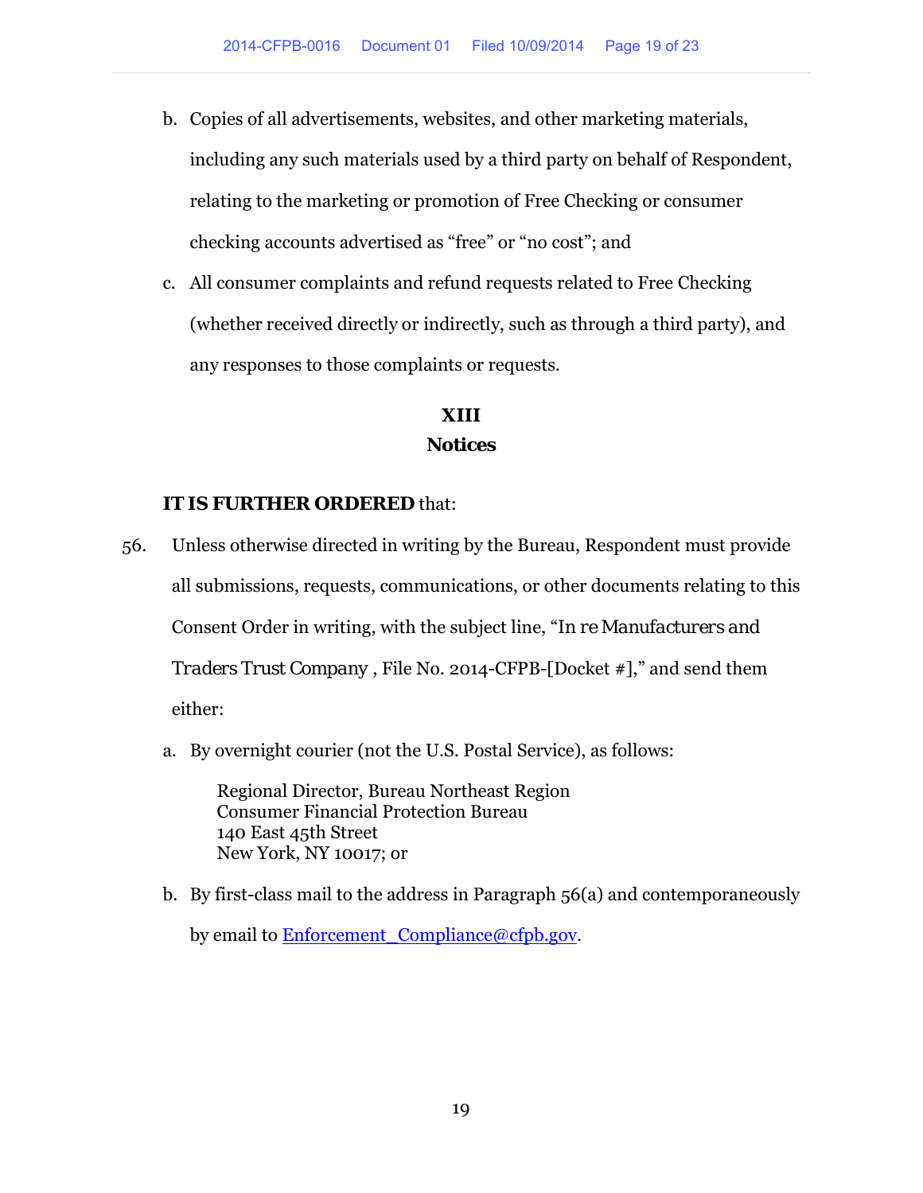b. Copies of all advertisements, websites, and other marketing materials, including any such materials used by a third party on behalf of Respondent, relating to the marketing or promotion of Free Checking or consumer checking accounts advertised as "free" or "no cost"; and

c. All consumer complaints and refund requests related to Free Checking (whether received directly or indirectly, such as through a third party), and any responses to those complaints or requests.

## XIII
## Notices

**IT IS FURTHER ORDERED** that:

56. Unless otherwise directed in writing by the Bureau, Respondent must provide all submissions, requests, communications, or other documents relating to this Consent Order in writing, with the subject line, "In re Manufacturers and Traders Trust Company , File No. 2014-CFPB-[Docket #]," and send them either:

a. By overnight courier (not the U.S. Postal Service), as follows:

   Regional Director, Bureau Northeast Region
   Consumer Financial Protection Bureau
   140 East 45th Street
   New York, NY 10017; or

b. By first-class mail to the address in Paragraph 56(a) and contemporaneously by email to Enforcement_Compliance@cfpb.gov.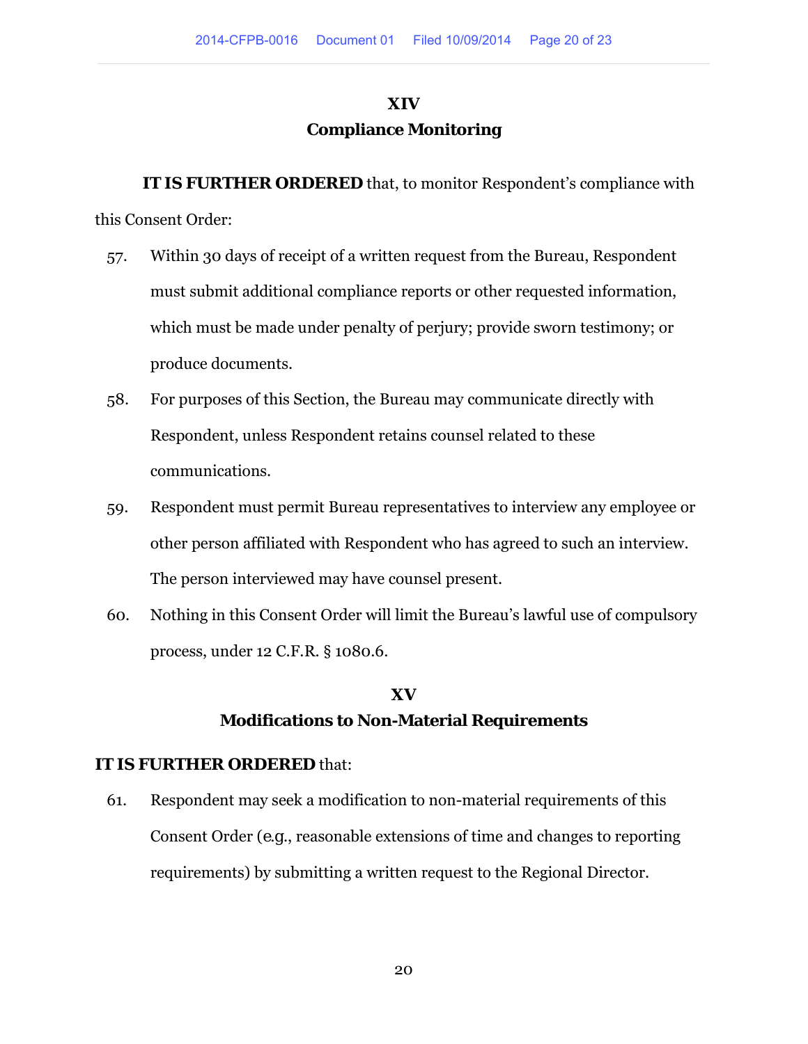## XIV
## Compliance Monitoring

**IT IS FURTHER ORDERED** that, to monitor Respondent's compliance with this Consent Order:

57. Within 30 days of receipt of a written request from the Bureau, Respondent must submit additional compliance reports or other requested information, which must be made under penalty of perjury; provide sworn testimony; or produce documents.

58. For purposes of this Section, the Bureau may communicate directly with Respondent, unless Respondent retains counsel related to these communications.

59. Respondent must permit Bureau representatives to interview any employee or other person affiliated with Respondent who has agreed to such an interview. The person interviewed may have counsel present.

60. Nothing in this Consent Order will limit the Bureau's lawful use of compulsory process, under 12 C.F.R. § 1080.6.

## XV
## Modifications to Non-Material Requirements

**IT IS FURTHER ORDERED** that:

61. Respondent may seek a modification to non-material requirements of this Consent Order (e.g., reasonable extensions of time and changes to reporting requirements) by submitting a written request to the Regional Director.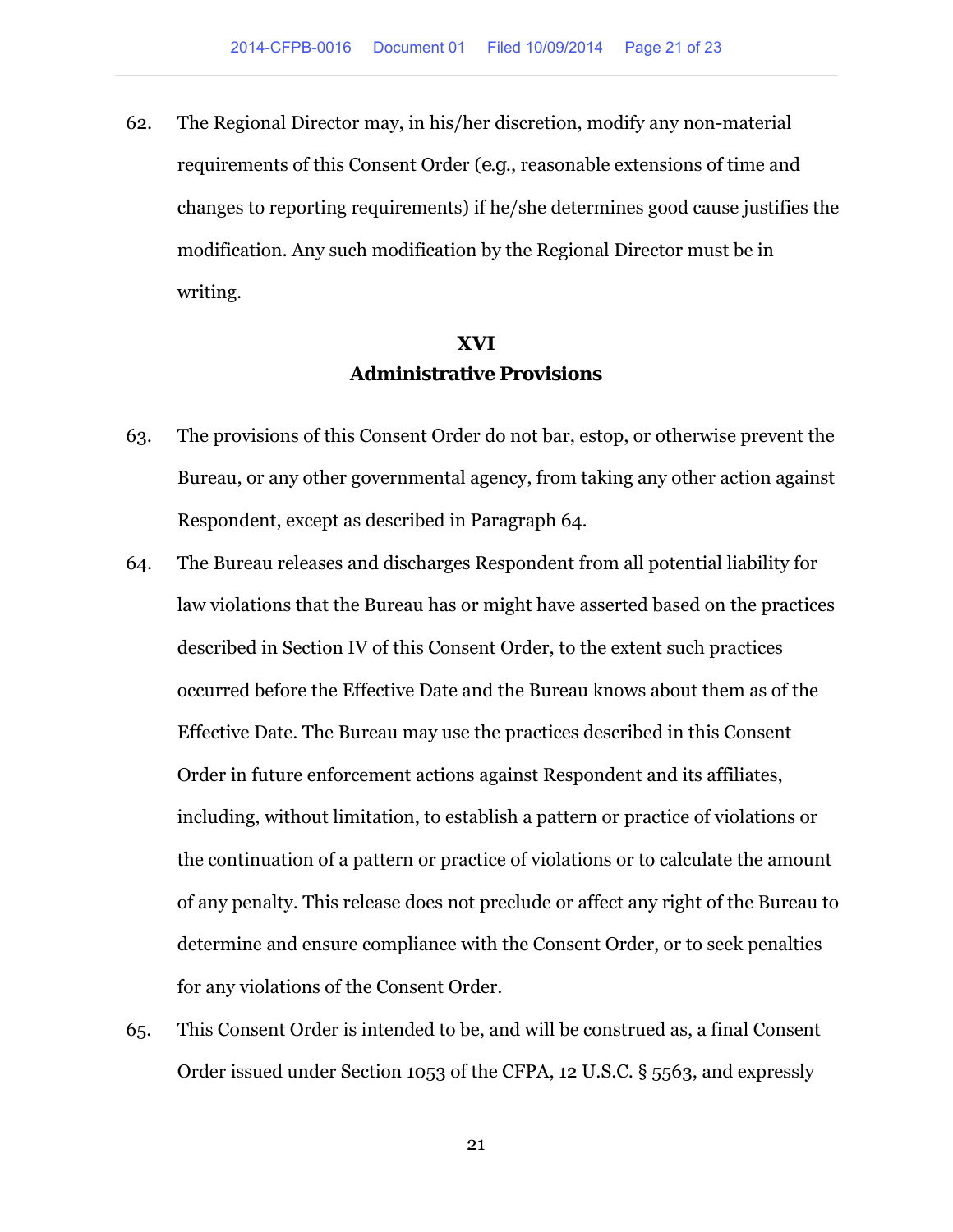62. The Regional Director may, in his/her discretion, modify any non-material requirements of this Consent Order (e.g., reasonable extensions of time and changes to reporting requirements) if he/she determines good cause justifies the modification. Any such modification by the Regional Director must be in writing.

## XVI
## Administrative Provisions

63. The provisions of this Consent Order do not bar, estop, or otherwise prevent the Bureau, or any other governmental agency, from taking any other action against Respondent, except as described in Paragraph 64.

64. The Bureau releases and discharges Respondent from all potential liability for law violations that the Bureau has or might have asserted based on the practices described in Section IV of this Consent Order, to the extent such practices occurred before the Effective Date and the Bureau knows about them as of the Effective Date. The Bureau may use the practices described in this Consent Order in future enforcement actions against Respondent and its affiliates, including, without limitation, to establish a pattern or practice of violations or the continuation of a pattern or practice of violations or to calculate the amount of any penalty. This release does not preclude or affect any right of the Bureau to determine and ensure compliance with the Consent Order, or to seek penalties for any violations of the Consent Order.

65. This Consent Order is intended to be, and will be construed as, a final Consent Order issued under Section 1053 of the CFPA, 12 U.S.C. § 5563, and expressly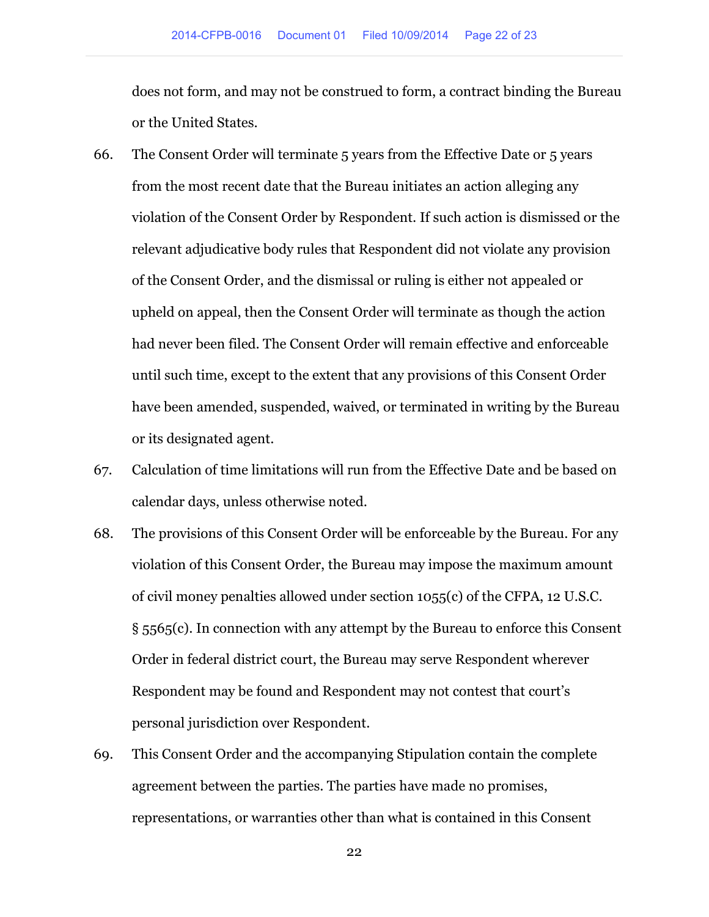does not form, and may not be construed to form, a contract binding the Bureau or the United States.

66. The Consent Order will terminate 5 years from the Effective Date or 5 years from the most recent date that the Bureau initiates an action alleging any violation of the Consent Order by Respondent. If such action is dismissed or the relevant adjudicative body rules that Respondent did not violate any provision of the Consent Order, and the dismissal or ruling is either not appealed or upheld on appeal, then the Consent Order will terminate as though the action had never been filed. The Consent Order will remain effective and enforceable until such time, except to the extent that any provisions of this Consent Order have been amended, suspended, waived, or terminated in writing by the Bureau or its designated agent.

67. Calculation of time limitations will run from the Effective Date and be based on calendar days, unless otherwise noted.

68. The provisions of this Consent Order will be enforceable by the Bureau. For any violation of this Consent Order, the Bureau may impose the maximum amount of civil money penalties allowed under section 1055(c) of the CFPA, 12 U.S.C. § 5565(c). In connection with any attempt by the Bureau to enforce this Consent Order in federal district court, the Bureau may serve Respondent wherever Respondent may be found and Respondent may not contest that court's personal jurisdiction over Respondent.

69. This Consent Order and the accompanying Stipulation contain the complete agreement between the parties. The parties have made no promises, representations, or warranties other than what is contained in this Consent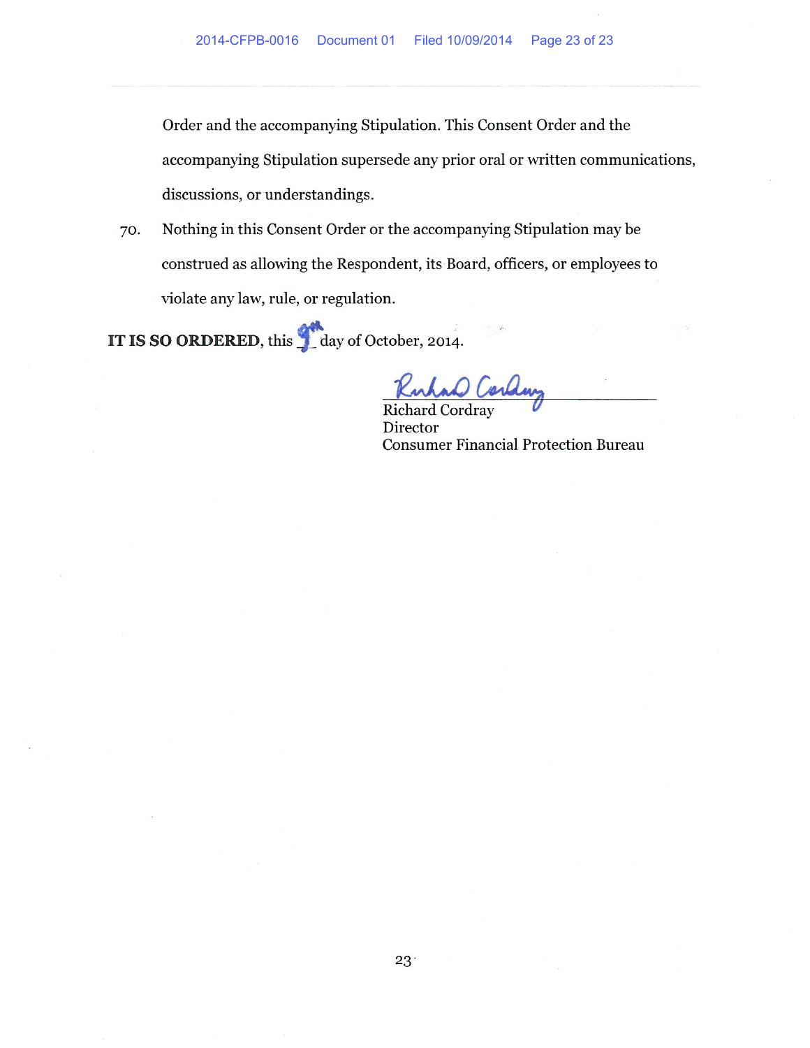Order and the accompanying Stipulation. This Consent Order and the accompanying Stipulation supersede any prior oral or written communications, discussions, or understandings.

70. Nothing in this Consent Order or the accompanying Stipulation may be construed as allowing the Respondent, its Board, officers, or employees to violate any law, rule, or regulation.

**IT IS SO ORDERED**, this 9th day of October, 2014.

Richard Cordray
Director
Consumer Financial Protection Bureau